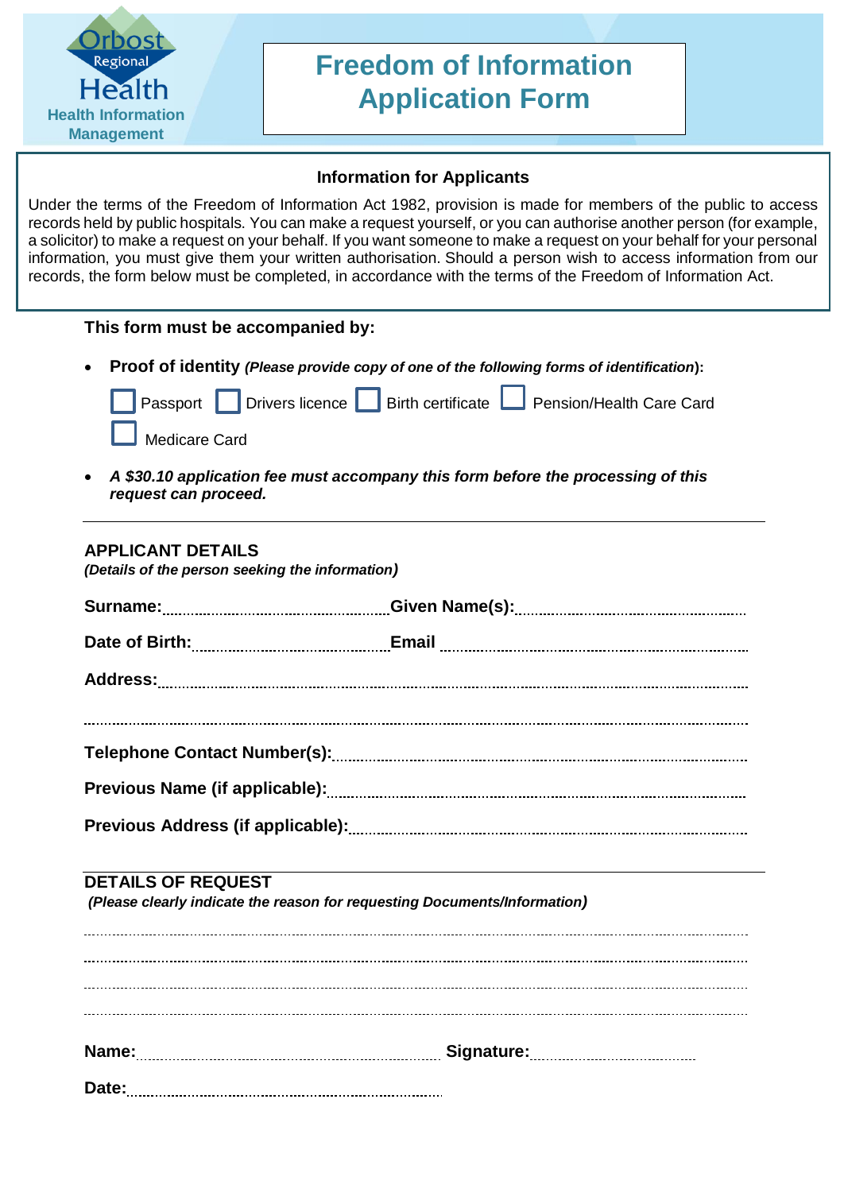Orbost Regional Health
Health Information Management

# Freedom of Information Application Form

## Information for Applicants

Under the terms of the Freedom of Information Act 1982, provision is made for members of the public to access records held by public hospitals. You can make a request yourself, or you can authorise another person (for example, a solicitor) to make a request on your behalf. If you want someone to make a request on your behalf for your personal information, you must give them your written authorisation. Should a person wish to access information from our records, the form below must be completed, in accordance with the terms of the Freedom of Information Act.

**This form must be accompanied by:**

- **Proof of identity** ***(Please provide copy of one of the following forms of identification)*****:**

  ☐ Passport ☐ Drivers licence ☐ Birth certificate ☐ Pension/Health Care Card

  ☐ Medicare Card

- ***A $30.10 application fee must accompany this form before the processing of this request can proceed.***

---

## APPLICANT DETAILS

***(Details of the person seeking the information)***

**Surname:**........................................ **Given Name(s):**........................................

**Date of Birth:**........................................ **Email** ........................................

**Address:**........................................................................................................

........................................................................................................

**Telephone Contact Number(s):**........................................................................

**Previous Name (if applicable):**........................................................................

**Previous Address (if applicable):**.....................................................................

---

## DETAILS OF REQUEST

***(Please clearly indicate the reason for requesting Documents/Information)***

........................................................................................................

........................................................................................................

........................................................................................................

........................................................................................................

**Name:**........................................ **Signature:**........................................

**Date:**........................................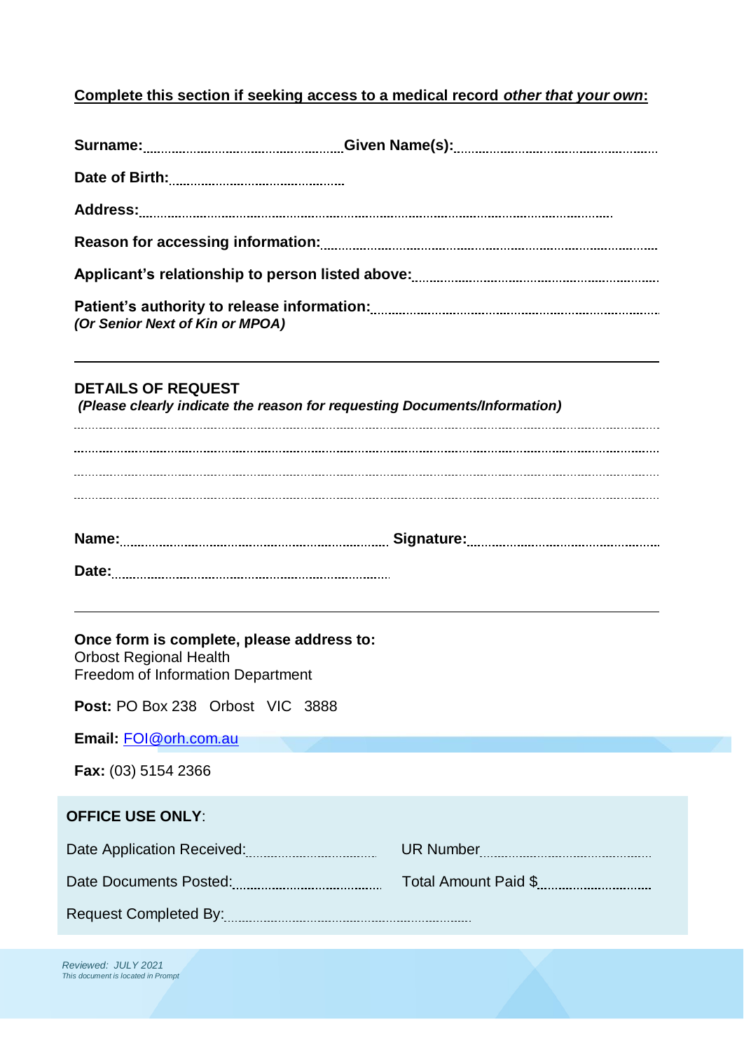**<u>Complete this section if seeking access to a medical record *other that your own*:</u>**

**Surname:**.................................................. **Given Name(s):**..................................................

**Date of Birth:**..............................................

**Address:**..........................................................................................................................................

**Reason for accessing information:**..........................................................................................

**Applicant's relationship to person listed above:**......................................................................

**Patient's authority to release information:**..................................................................................
***(Or Senior Next of Kin or MPOA)***

---

**DETAILS OF REQUEST**
***(Please clearly indicate the reason for requesting Documents/Information)***

..........................................................................................................................................................

..........................................................................................................................................................

..........................................................................................................................................................

..........................................................................................................................................................

**Name:**............................................................................ **Signature:**..................................................

**Date:**..............................................................................

---

**Once form is complete, please address to:**
Orbost Regional Health
Freedom of Information Department

**Post:** PO Box 238 Orbost VIC 3888

**Email:** FOI@orh.com.au

**Fax:** (03) 5154 2366

**OFFICE USE ONLY**:

Date Application Received:.................................... UR Number..................................................

Date Documents Posted:......................................... Total Amount Paid $...................................

Request Completed By:.....................................................................

*Reviewed: JULY 2021*
*This document is located in Prompt*